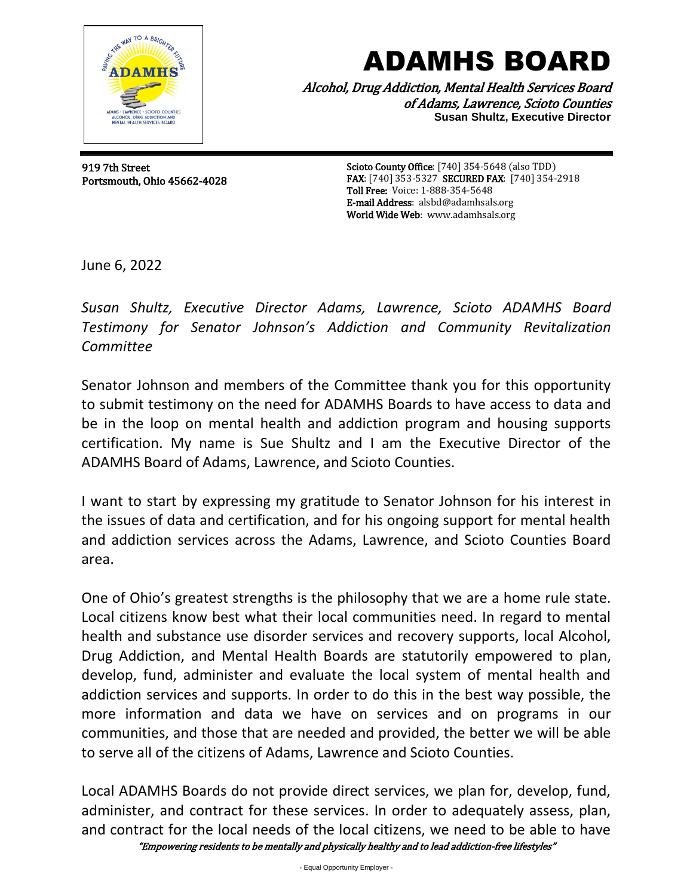# ADAMHS BOARD

*Alcohol, Drug Addiction, Mental Health Services Board of Adams, Lawrence, Scioto Counties*

**Susan Shultz, Executive Director**

919 7th Street
Portsmouth, Ohio 45662-4028

**Scioto County Office**: [740] 354-5648 (also TDD)
**FAX**: [740] 353-5327 **SECURED FAX**: [740] 354-2918
**Toll Free:** Voice: 1-888-354-5648
**E-mail Address**: alsbd@adamhsals.org
**World Wide Web**: www.adamhsals.org

June 6, 2022

*Susan Shultz, Executive Director Adams, Lawrence, Scioto ADAMHS Board Testimony for Senator Johnson's Addiction and Community Revitalization Committee*

Senator Johnson and members of the Committee thank you for this opportunity to submit testimony on the need for ADAMHS Boards to have access to data and be in the loop on mental health and addiction program and housing supports certification. My name is Sue Shultz and I am the Executive Director of the ADAMHS Board of Adams, Lawrence, and Scioto Counties.

I want to start by expressing my gratitude to Senator Johnson for his interest in the issues of data and certification, and for his ongoing support for mental health and addiction services across the Adams, Lawrence, and Scioto Counties Board area.

One of Ohio's greatest strengths is the philosophy that we are a home rule state. Local citizens know best what their local communities need. In regard to mental health and substance use disorder services and recovery supports, local Alcohol, Drug Addiction, and Mental Health Boards are statutorily empowered to plan, develop, fund, administer and evaluate the local system of mental health and addiction services and supports. In order to do this in the best way possible, the more information and data we have on services and on programs in our communities, and those that are needed and provided, the better we will be able to serve all of the citizens of Adams, Lawrence and Scioto Counties.

Local ADAMHS Boards do not provide direct services, we plan for, develop, fund, administer, and contract for these services. In order to adequately assess, plan, and contract for the local needs of the local citizens, we need to be able to have

*"Empowering residents to be mentally and physically healthy and to lead addiction-free lifestyles"*

- Equal Opportunity Employer -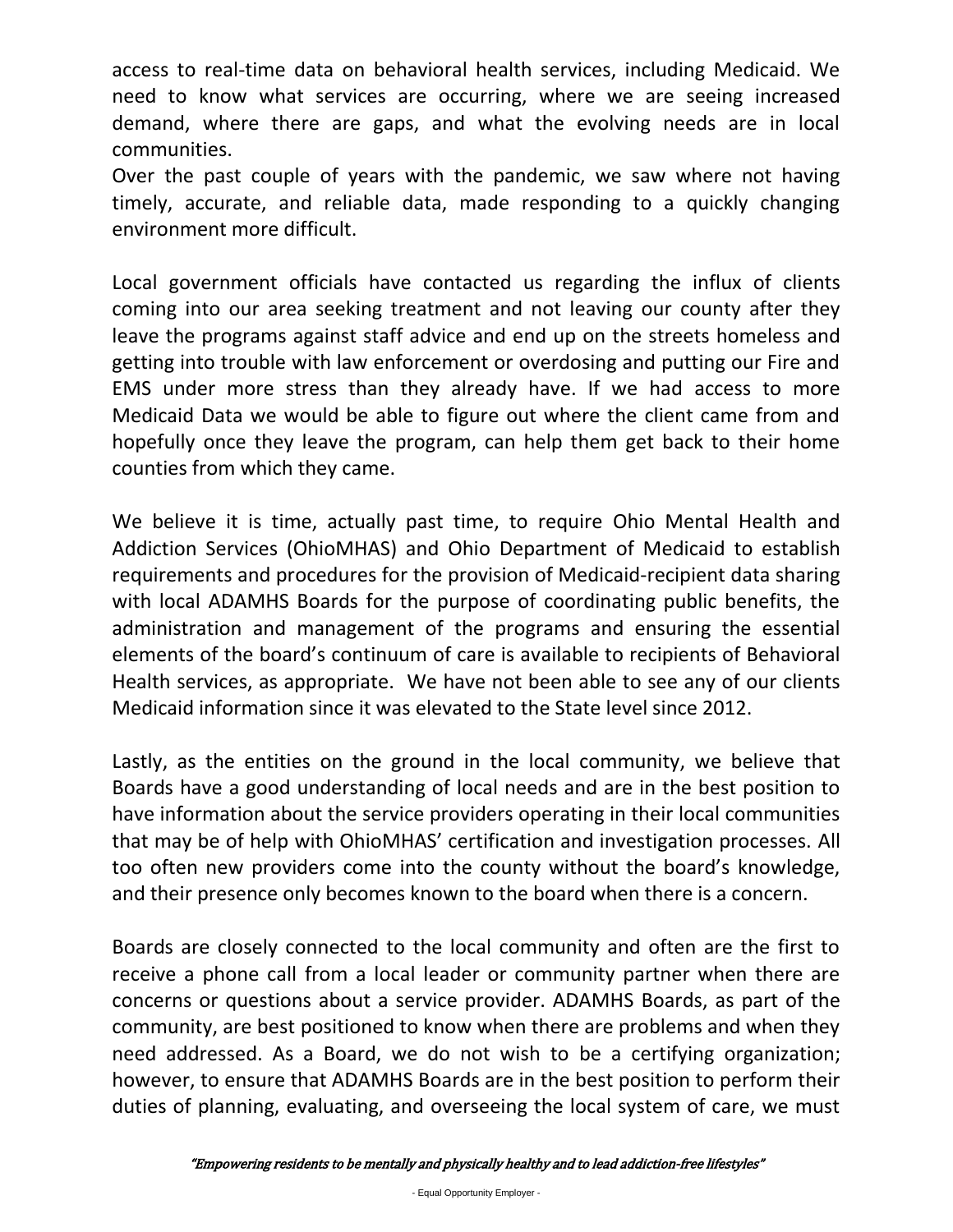access to real-time data on behavioral health services, including Medicaid. We need to know what services are occurring, where we are seeing increased demand, where there are gaps, and what the evolving needs are in local communities.
Over the past couple of years with the pandemic, we saw where not having timely, accurate, and reliable data, made responding to a quickly changing environment more difficult.

Local government officials have contacted us regarding the influx of clients coming into our area seeking treatment and not leaving our county after they leave the programs against staff advice and end up on the streets homeless and getting into trouble with law enforcement or overdosing and putting our Fire and EMS under more stress than they already have. If we had access to more Medicaid Data we would be able to figure out where the client came from and hopefully once they leave the program, can help them get back to their home counties from which they came.

We believe it is time, actually past time, to require Ohio Mental Health and Addiction Services (OhioMHAS) and Ohio Department of Medicaid to establish requirements and procedures for the provision of Medicaid-recipient data sharing with local ADAMHS Boards for the purpose of coordinating public benefits, the administration and management of the programs and ensuring the essential elements of the board's continuum of care is available to recipients of Behavioral Health services, as appropriate. We have not been able to see any of our clients Medicaid information since it was elevated to the State level since 2012.

Lastly, as the entities on the ground in the local community, we believe that Boards have a good understanding of local needs and are in the best position to have information about the service providers operating in their local communities that may be of help with OhioMHAS' certification and investigation processes. All too often new providers come into the county without the board's knowledge, and their presence only becomes known to the board when there is a concern.

Boards are closely connected to the local community and often are the first to receive a phone call from a local leader or community partner when there are concerns or questions about a service provider. ADAMHS Boards, as part of the community, are best positioned to know when there are problems and when they need addressed. As a Board, we do not wish to be a certifying organization; however, to ensure that ADAMHS Boards are in the best position to perform their duties of planning, evaluating, and overseeing the local system of care, we must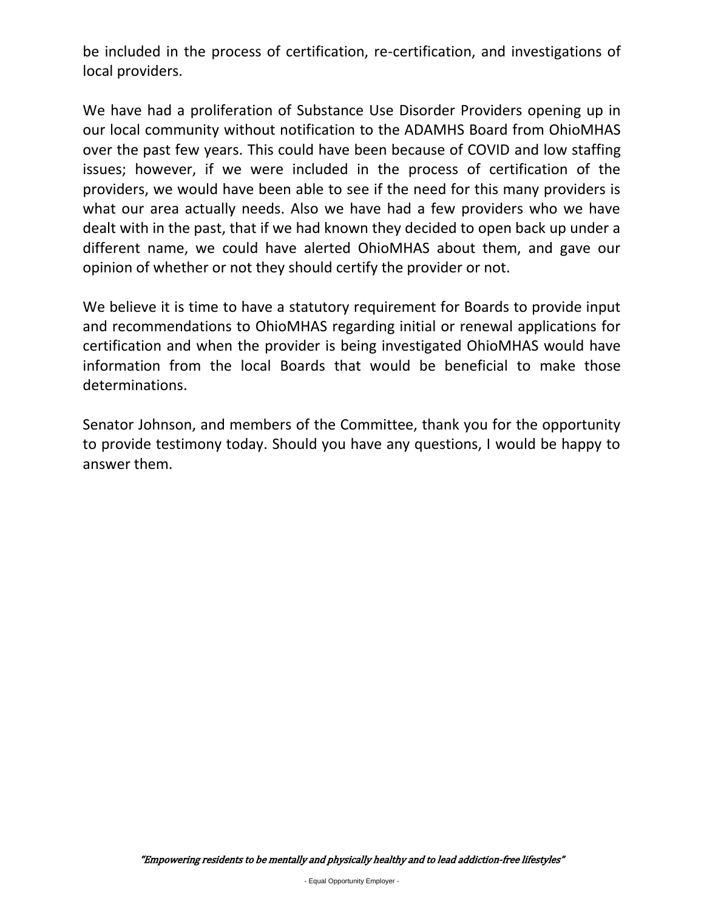be included in the process of certification, re-certification, and investigations of local providers.

We have had a proliferation of Substance Use Disorder Providers opening up in our local community without notification to the ADAMHS Board from OhioMHAS over the past few years. This could have been because of COVID and low staffing issues; however, if we were included in the process of certification of the providers, we would have been able to see if the need for this many providers is what our area actually needs. Also we have had a few providers who we have dealt with in the past, that if we had known they decided to open back up under a different name, we could have alerted OhioMHAS about them, and gave our opinion of whether or not they should certify the provider or not.

We believe it is time to have a statutory requirement for Boards to provide input and recommendations to OhioMHAS regarding initial or renewal applications for certification and when the provider is being investigated OhioMHAS would have information from the local Boards that would be beneficial to make those determinations.

Senator Johnson, and members of the Committee, thank you for the opportunity to provide testimony today. Should you have any questions, I would be happy to answer them.